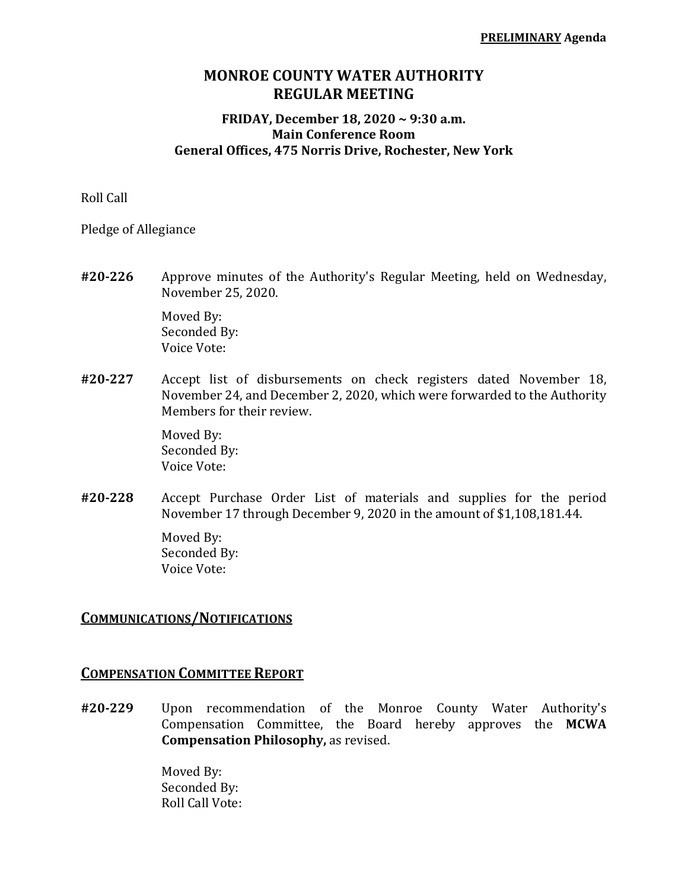**PRELIMINARY Agenda**

# MONROE COUNTY WATER AUTHORITY
# REGULAR MEETING

### FRIDAY, December 18, 2020 ~ 9:30 a.m.
### Main Conference Room
### General Offices, 475 Norris Drive, Rochester, New York

Roll Call

Pledge of Allegiance

**#20-226** Approve minutes of the Authority's Regular Meeting, held on Wednesday, November 25, 2020.

Moved By:
Seconded By:
Voice Vote:

**#20-227** Accept list of disbursements on check registers dated November 18, November 24, and December 2, 2020, which were forwarded to the Authority Members for their review.

Moved By:
Seconded By:
Voice Vote:

**#20-228** Accept Purchase Order List of materials and supplies for the period November 17 through December 9, 2020 in the amount of $1,108,181.44.

Moved By:
Seconded By:
Voice Vote:

## COMMUNICATIONS/NOTIFICATIONS

## COMPENSATION COMMITTEE REPORT

**#20-229** Upon recommendation of the Monroe County Water Authority's Compensation Committee, the Board hereby approves the **MCWA Compensation Philosophy,** as revised.

Moved By:
Seconded By:
Roll Call Vote: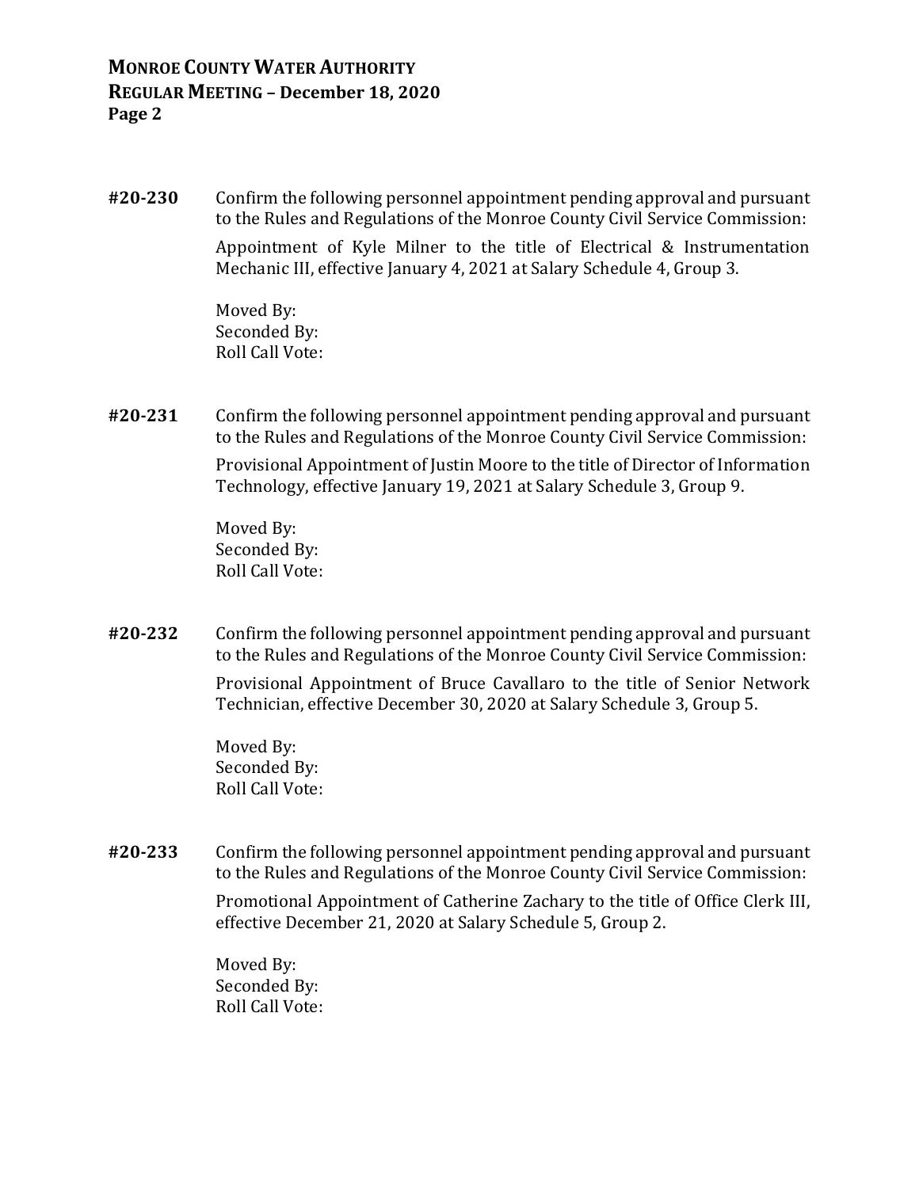**#20-230** Confirm the following personnel appointment pending approval and pursuant to the Rules and Regulations of the Monroe County Civil Service Commission:

Appointment of Kyle Milner to the title of Electrical & Instrumentation Mechanic III, effective January 4, 2021 at Salary Schedule 4, Group 3.

Moved By:
Seconded By:
Roll Call Vote:

**#20-231** Confirm the following personnel appointment pending approval and pursuant to the Rules and Regulations of the Monroe County Civil Service Commission:

Provisional Appointment of Justin Moore to the title of Director of Information Technology, effective January 19, 2021 at Salary Schedule 3, Group 9.

Moved By:
Seconded By:
Roll Call Vote:

**#20-232** Confirm the following personnel appointment pending approval and pursuant to the Rules and Regulations of the Monroe County Civil Service Commission:

Provisional Appointment of Bruce Cavallaro to the title of Senior Network Technician, effective December 30, 2020 at Salary Schedule 3, Group 5.

Moved By:
Seconded By:
Roll Call Vote:

**#20-233** Confirm the following personnel appointment pending approval and pursuant to the Rules and Regulations of the Monroe County Civil Service Commission:

Promotional Appointment of Catherine Zachary to the title of Office Clerk III, effective December 21, 2020 at Salary Schedule 5, Group 2.

Moved By:
Seconded By:
Roll Call Vote: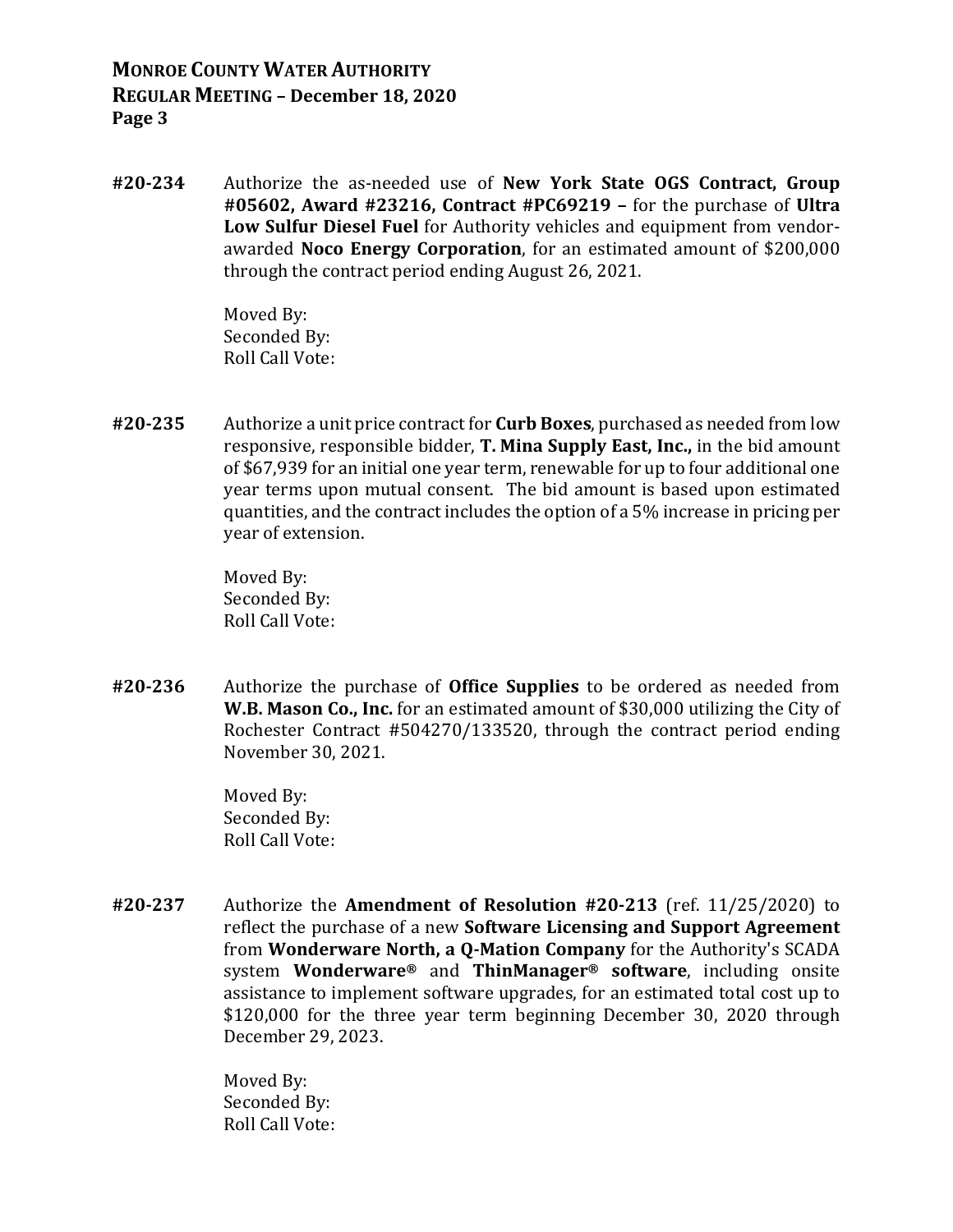**#20-234** Authorize the as-needed use of **New York State OGS Contract, Group #05602, Award #23216, Contract #PC69219 –** for the purchase of **Ultra Low Sulfur Diesel Fuel** for Authority vehicles and equipment from vendor-awarded **Noco Energy Corporation**, for an estimated amount of $200,000 through the contract period ending August 26, 2021.

Moved By:
Seconded By:
Roll Call Vote:

**#20-235** Authorize a unit price contract for **Curb Boxes**, purchased as needed from low responsive, responsible bidder, **T. Mina Supply East, Inc.,** in the bid amount of $67,939 for an initial one year term, renewable for up to four additional one year terms upon mutual consent. The bid amount is based upon estimated quantities, and the contract includes the option of a 5% increase in pricing per year of extension.

Moved By:
Seconded By:
Roll Call Vote:

**#20-236** Authorize the purchase of **Office Supplies** to be ordered as needed from **W.B. Mason Co., Inc.** for an estimated amount of $30,000 utilizing the City of Rochester Contract #504270/133520, through the contract period ending November 30, 2021.

Moved By:
Seconded By:
Roll Call Vote:

**#20-237** Authorize the **Amendment of Resolution #20-213** (ref. 11/25/2020) to reflect the purchase of a new **Software Licensing and Support Agreement** from **Wonderware North, a Q-Mation Company** for the Authority's SCADA system **Wonderware®** and **ThinManager® software**, including onsite assistance to implement software upgrades, for an estimated total cost up to $120,000 for the three year term beginning December 30, 2020 through December 29, 2023.

Moved By:
Seconded By:
Roll Call Vote: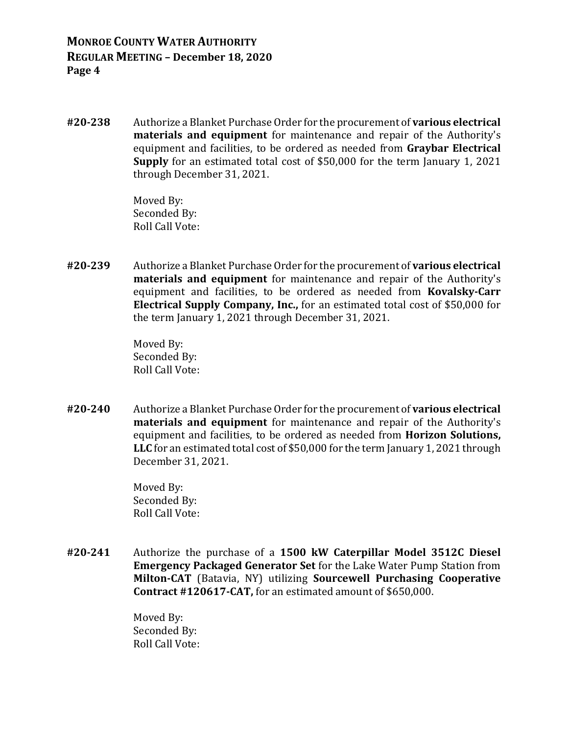**#20-238** Authorize a Blanket Purchase Order for the procurement of **various electrical materials and equipment** for maintenance and repair of the Authority's equipment and facilities, to be ordered as needed from **Graybar Electrical Supply** for an estimated total cost of $50,000 for the term January 1, 2021 through December 31, 2021.

Moved By:
Seconded By:
Roll Call Vote:

**#20-239** Authorize a Blanket Purchase Order for the procurement of **various electrical materials and equipment** for maintenance and repair of the Authority's equipment and facilities, to be ordered as needed from **Kovalsky-Carr Electrical Supply Company, Inc.,** for an estimated total cost of $50,000 for the term January 1, 2021 through December 31, 2021.

Moved By:
Seconded By:
Roll Call Vote:

**#20-240** Authorize a Blanket Purchase Order for the procurement of **various electrical materials and equipment** for maintenance and repair of the Authority's equipment and facilities, to be ordered as needed from **Horizon Solutions, LLC** for an estimated total cost of $50,000 for the term January 1, 2021 through December 31, 2021.

Moved By:
Seconded By:
Roll Call Vote:

**#20-241** Authorize the purchase of a **1500 kW Caterpillar Model 3512C Diesel Emergency Packaged Generator Set** for the Lake Water Pump Station from **Milton-CAT** (Batavia, NY) utilizing **Sourcewell Purchasing Cooperative Contract #120617-CAT,** for an estimated amount of $650,000.

Moved By:
Seconded By:
Roll Call Vote: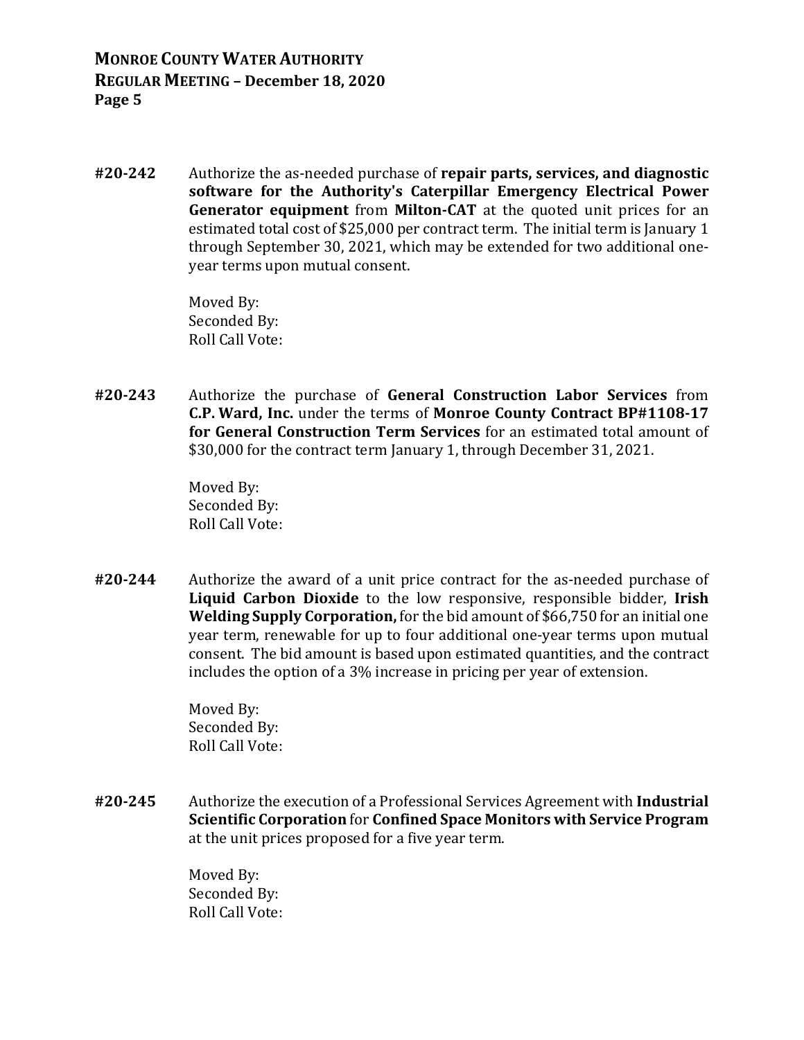**#20-242** Authorize the as-needed purchase of **repair parts, services, and diagnostic software for the Authority's Caterpillar Emergency Electrical Power Generator equipment** from **Milton-CAT** at the quoted unit prices for an estimated total cost of $25,000 per contract term. The initial term is January 1 through September 30, 2021, which may be extended for two additional one-year terms upon mutual consent.

Moved By:
Seconded By:
Roll Call Vote:

**#20-243** Authorize the purchase of **General Construction Labor Services** from **C.P. Ward, Inc.** under the terms of **Monroe County Contract BP#1108-17 for General Construction Term Services** for an estimated total amount of $30,000 for the contract term January 1, through December 31, 2021.

Moved By:
Seconded By:
Roll Call Vote:

**#20-244** Authorize the award of a unit price contract for the as-needed purchase of **Liquid Carbon Dioxide** to the low responsive, responsible bidder, **Irish Welding Supply Corporation,** for the bid amount of $66,750 for an initial one year term, renewable for up to four additional one-year terms upon mutual consent. The bid amount is based upon estimated quantities, and the contract includes the option of a 3% increase in pricing per year of extension.

Moved By:
Seconded By:
Roll Call Vote:

**#20-245** Authorize the execution of a Professional Services Agreement with **Industrial Scientific Corporation** for **Confined Space Monitors with Service Program** at the unit prices proposed for a five year term.

Moved By:
Seconded By:
Roll Call Vote: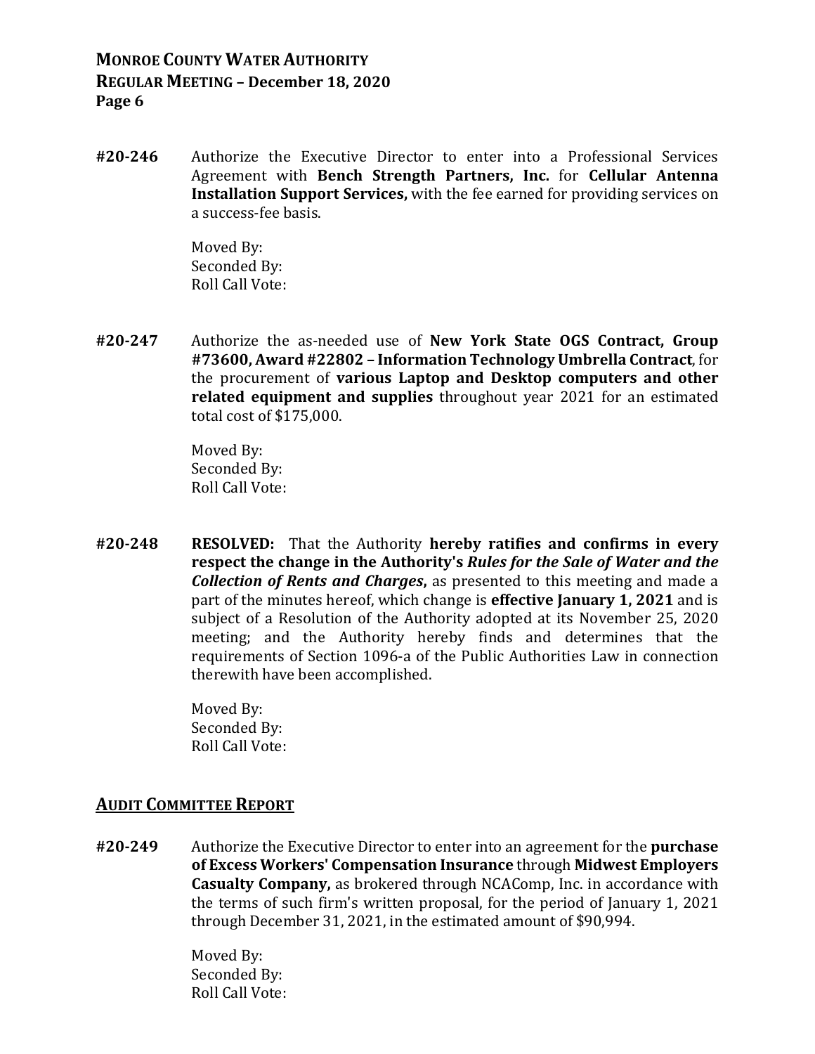**#20-246** Authorize the Executive Director to enter into a Professional Services Agreement with **Bench Strength Partners, Inc.** for **Cellular Antenna Installation Support Services,** with the fee earned for providing services on a success-fee basis.

Moved By:
Seconded By:
Roll Call Vote:

**#20-247** Authorize the as-needed use of **New York State OGS Contract, Group #73600, Award #22802 – Information Technology Umbrella Contract**, for the procurement of **various Laptop and Desktop computers and other related equipment and supplies** throughout year 2021 for an estimated total cost of $175,000.

Moved By:
Seconded By:
Roll Call Vote:

**#20-248** **RESOLVED:** That the Authority **hereby ratifies and confirms in every respect the change in the Authority's *Rules for the Sale of Water and the Collection of Rents and Charges*,** as presented to this meeting and made a part of the minutes hereof, which change is **effective January 1, 2021** and is subject of a Resolution of the Authority adopted at its November 25, 2020 meeting; and the Authority hereby finds and determines that the requirements of Section 1096-a of the Public Authorities Law in connection therewith have been accomplished.

Moved By:
Seconded By:
Roll Call Vote:

## AUDIT COMMITTEE REPORT

**#20-249** Authorize the Executive Director to enter into an agreement for the **purchase of Excess Workers' Compensation Insurance** through **Midwest Employers Casualty Company,** as brokered through NCAComp, Inc. in accordance with the terms of such firm's written proposal, for the period of January 1, 2021 through December 31, 2021, in the estimated amount of $90,994.

Moved By:
Seconded By:
Roll Call Vote: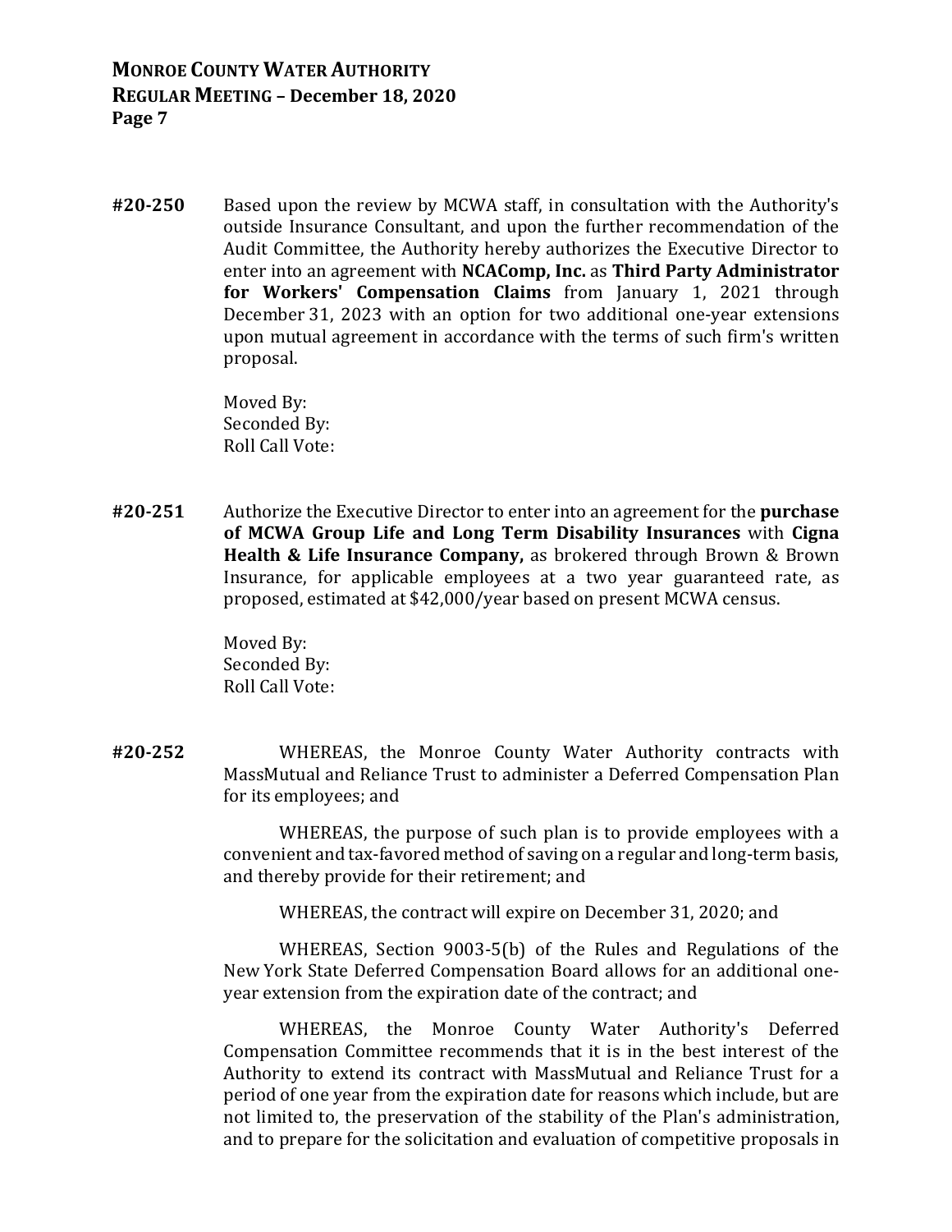**#20-250** Based upon the review by MCWA staff, in consultation with the Authority's outside Insurance Consultant, and upon the further recommendation of the Audit Committee, the Authority hereby authorizes the Executive Director to enter into an agreement with **NCAComp, Inc.** as **Third Party Administrator for Workers' Compensation Claims** from January 1, 2021 through December 31, 2023 with an option for two additional one-year extensions upon mutual agreement in accordance with the terms of such firm's written proposal.

Moved By:
Seconded By:
Roll Call Vote:

**#20-251** Authorize the Executive Director to enter into an agreement for the **purchase of MCWA Group Life and Long Term Disability Insurances** with **Cigna Health & Life Insurance Company,** as brokered through Brown & Brown Insurance, for applicable employees at a two year guaranteed rate, as proposed, estimated at $42,000/year based on present MCWA census.

Moved By:
Seconded By:
Roll Call Vote:

**#20-252** WHEREAS, the Monroe County Water Authority contracts with MassMutual and Reliance Trust to administer a Deferred Compensation Plan for its employees; and

WHEREAS, the purpose of such plan is to provide employees with a convenient and tax-favored method of saving on a regular and long-term basis, and thereby provide for their retirement; and

WHEREAS, the contract will expire on December 31, 2020; and

WHEREAS, Section 9003-5(b) of the Rules and Regulations of the New York State Deferred Compensation Board allows for an additional one-year extension from the expiration date of the contract; and

WHEREAS, the Monroe County Water Authority's Deferred Compensation Committee recommends that it is in the best interest of the Authority to extend its contract with MassMutual and Reliance Trust for a period of one year from the expiration date for reasons which include, but are not limited to, the preservation of the stability of the Plan's administration, and to prepare for the solicitation and evaluation of competitive proposals in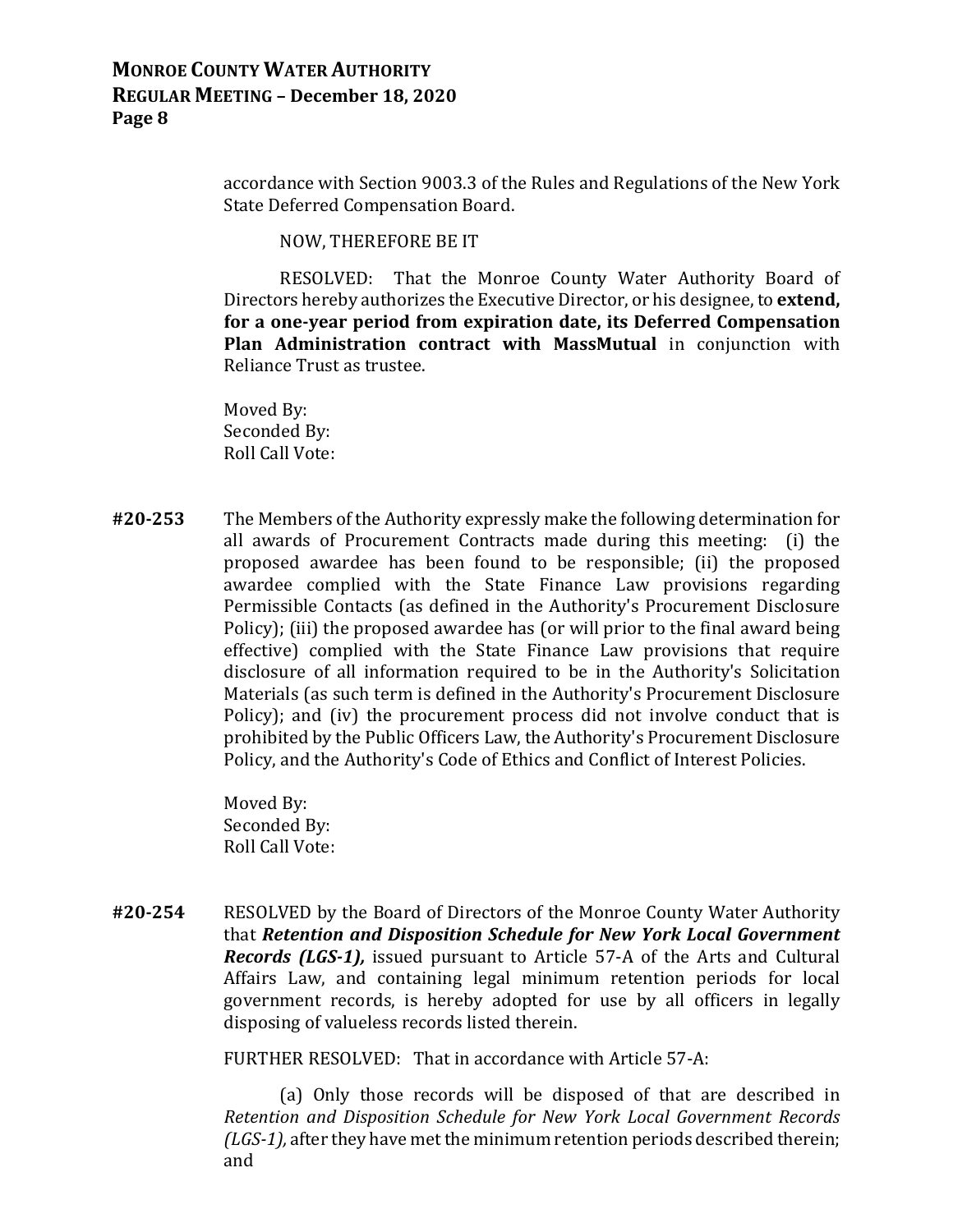accordance with Section 9003.3 of the Rules and Regulations of the New York State Deferred Compensation Board.

NOW, THEREFORE BE IT

RESOLVED: That the Monroe County Water Authority Board of Directors hereby authorizes the Executive Director, or his designee, to **extend, for a one-year period from expiration date, its Deferred Compensation Plan Administration contract with MassMutual** in conjunction with Reliance Trust as trustee.

Moved By:
Seconded By:
Roll Call Vote:

**#20-253** The Members of the Authority expressly make the following determination for all awards of Procurement Contracts made during this meeting: (i) the proposed awardee has been found to be responsible; (ii) the proposed awardee complied with the State Finance Law provisions regarding Permissible Contacts (as defined in the Authority's Procurement Disclosure Policy); (iii) the proposed awardee has (or will prior to the final award being effective) complied with the State Finance Law provisions that require disclosure of all information required to be in the Authority's Solicitation Materials (as such term is defined in the Authority's Procurement Disclosure Policy); and (iv) the procurement process did not involve conduct that is prohibited by the Public Officers Law, the Authority's Procurement Disclosure Policy, and the Authority's Code of Ethics and Conflict of Interest Policies.

Moved By:
Seconded By:
Roll Call Vote:

**#20-254** RESOLVED by the Board of Directors of the Monroe County Water Authority that ***Retention and Disposition Schedule for New York Local Government Records (LGS-1),*** issued pursuant to Article 57-A of the Arts and Cultural Affairs Law, and containing legal minimum retention periods for local government records, is hereby adopted for use by all officers in legally disposing of valueless records listed therein.

FURTHER RESOLVED: That in accordance with Article 57-A:

(a) Only those records will be disposed of that are described in *Retention and Disposition Schedule for New York Local Government Records (LGS-1),* after they have met the minimum retention periods described therein; and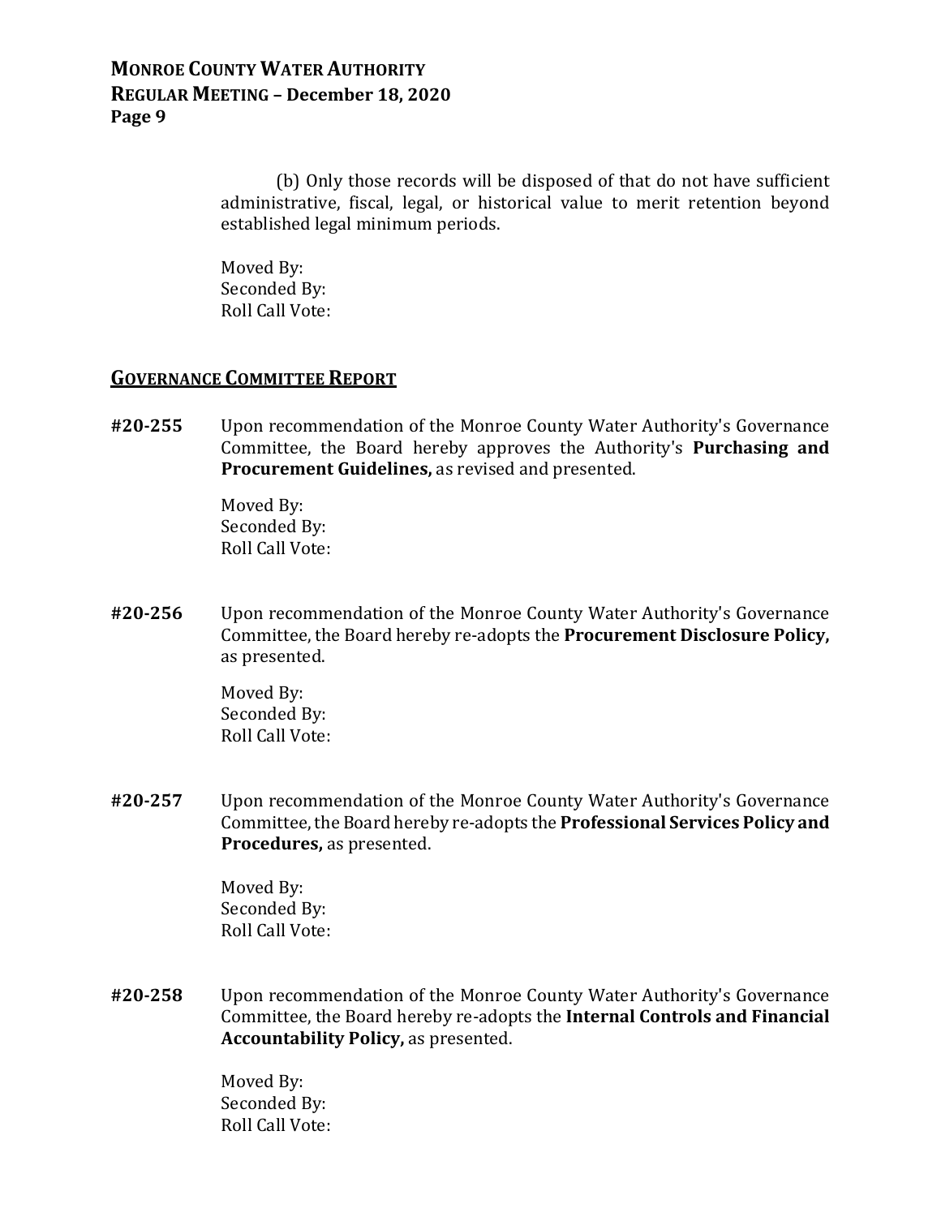(b) Only those records will be disposed of that do not have sufficient administrative, fiscal, legal, or historical value to merit retention beyond established legal minimum periods.

Moved By:
Seconded By:
Roll Call Vote:

## GOVERNANCE COMMITTEE REPORT

**#20-255** Upon recommendation of the Monroe County Water Authority's Governance Committee, the Board hereby approves the Authority's **Purchasing and Procurement Guidelines,** as revised and presented.

Moved By:
Seconded By:
Roll Call Vote:

**#20-256** Upon recommendation of the Monroe County Water Authority's Governance Committee, the Board hereby re-adopts the **Procurement Disclosure Policy,** as presented.

Moved By:
Seconded By:
Roll Call Vote:

**#20-257** Upon recommendation of the Monroe County Water Authority's Governance Committee, the Board hereby re-adopts the **Professional Services Policy and Procedures,** as presented.

Moved By:
Seconded By:
Roll Call Vote:

**#20-258** Upon recommendation of the Monroe County Water Authority's Governance Committee, the Board hereby re-adopts the **Internal Controls and Financial Accountability Policy,** as presented.

Moved By:
Seconded By:
Roll Call Vote: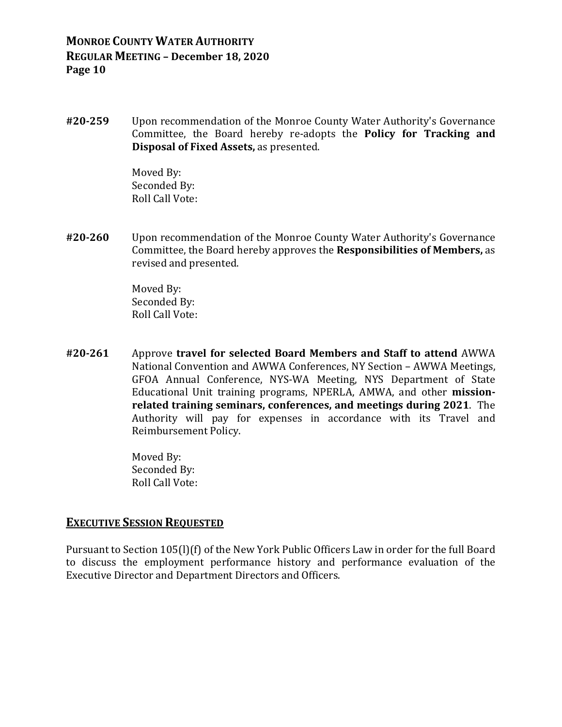**#20-259** Upon recommendation of the Monroe County Water Authority's Governance Committee, the Board hereby re-adopts the **Policy for Tracking and Disposal of Fixed Assets,** as presented.

Moved By:
Seconded By:
Roll Call Vote:

**#20-260** Upon recommendation of the Monroe County Water Authority's Governance Committee, the Board hereby approves the **Responsibilities of Members,** as revised and presented.

Moved By:
Seconded By:
Roll Call Vote:

**#20-261** Approve **travel for selected Board Members and Staff to attend** AWWA National Convention and AWWA Conferences, NY Section – AWWA Meetings, GFOA Annual Conference, NYS-WA Meeting, NYS Department of State Educational Unit training programs, NPERLA, AMWA, and other **mission-related training seminars, conferences, and meetings during 2021**. The Authority will pay for expenses in accordance with its Travel and Reimbursement Policy.

Moved By:
Seconded By:
Roll Call Vote:

## EXECUTIVE SESSION REQUESTED

Pursuant to Section 105(l)(f) of the New York Public Officers Law in order for the full Board to discuss the employment performance history and performance evaluation of the Executive Director and Department Directors and Officers.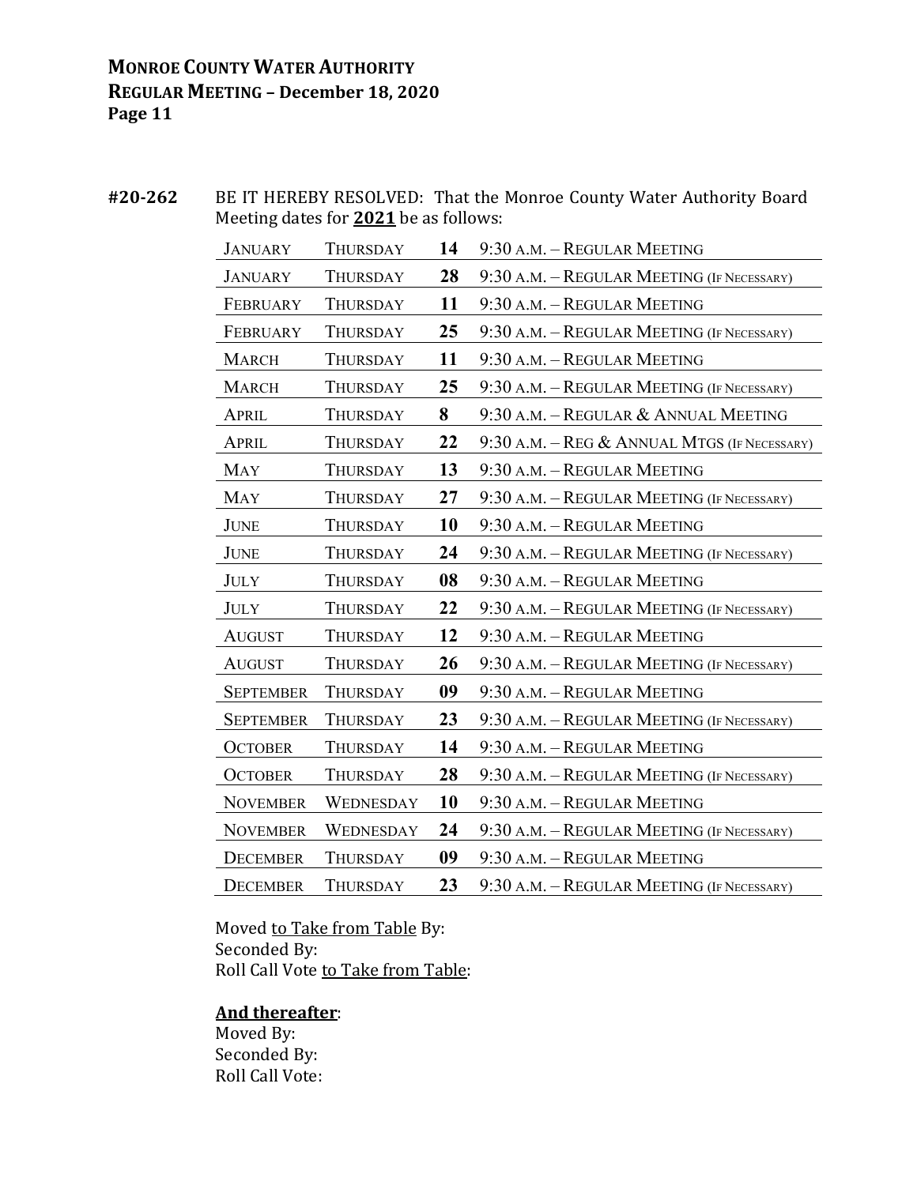**#20-262** BE IT HEREBY RESOLVED: That the Monroe County Water Authority Board Meeting dates for **2021** be as follows:

| | | | |
|---|---|---|---|
| JANUARY | THURSDAY | **14** | 9:30 A.M. – REGULAR MEETING |
| JANUARY | THURSDAY | **28** | 9:30 A.M. – REGULAR MEETING (IF NECESSARY) |
| FEBRUARY | THURSDAY | **11** | 9:30 A.M. – REGULAR MEETING |
| FEBRUARY | THURSDAY | **25** | 9:30 A.M. – REGULAR MEETING (IF NECESSARY) |
| MARCH | THURSDAY | **11** | 9:30 A.M. – REGULAR MEETING |
| MARCH | THURSDAY | **25** | 9:30 A.M. – REGULAR MEETING (IF NECESSARY) |
| APRIL | THURSDAY | **8** | 9:30 A.M. – REGULAR & ANNUAL MEETING |
| APRIL | THURSDAY | **22** | 9:30 A.M. – REG & ANNUAL MTGS (IF NECESSARY) |
| MAY | THURSDAY | **13** | 9:30 A.M. – REGULAR MEETING |
| MAY | THURSDAY | **27** | 9:30 A.M. – REGULAR MEETING (IF NECESSARY) |
| JUNE | THURSDAY | **10** | 9:30 A.M. – REGULAR MEETING |
| JUNE | THURSDAY | **24** | 9:30 A.M. – REGULAR MEETING (IF NECESSARY) |
| JULY | THURSDAY | **08** | 9:30 A.M. – REGULAR MEETING |
| JULY | THURSDAY | **22** | 9:30 A.M. – REGULAR MEETING (IF NECESSARY) |
| AUGUST | THURSDAY | **12** | 9:30 A.M. – REGULAR MEETING |
| AUGUST | THURSDAY | **26** | 9:30 A.M. – REGULAR MEETING (IF NECESSARY) |
| SEPTEMBER | THURSDAY | **09** | 9:30 A.M. – REGULAR MEETING |
| SEPTEMBER | THURSDAY | **23** | 9:30 A.M. – REGULAR MEETING (IF NECESSARY) |
| OCTOBER | THURSDAY | **14** | 9:30 A.M. – REGULAR MEETING |
| OCTOBER | THURSDAY | **28** | 9:30 A.M. – REGULAR MEETING (IF NECESSARY) |
| NOVEMBER | WEDNESDAY | **10** | 9:30 A.M. – REGULAR MEETING |
| NOVEMBER | WEDNESDAY | **24** | 9:30 A.M. – REGULAR MEETING (IF NECESSARY) |
| DECEMBER | THURSDAY | **09** | 9:30 A.M. – REGULAR MEETING |
| DECEMBER | THURSDAY | **23** | 9:30 A.M. – REGULAR MEETING (IF NECESSARY) |

Moved to Take from Table By:
Seconded By:
Roll Call Vote to Take from Table:

**And thereafter**:
Moved By:
Seconded By:
Roll Call Vote: